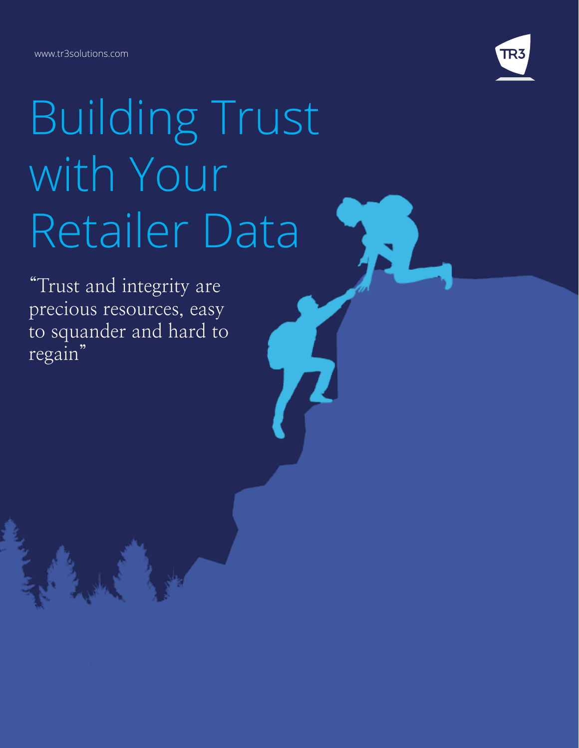www.tr3solutions.com

TR3

# Building Trust with Your Retailer Data

"Trust and integrity are precious resources, easy to squander and hard to regain"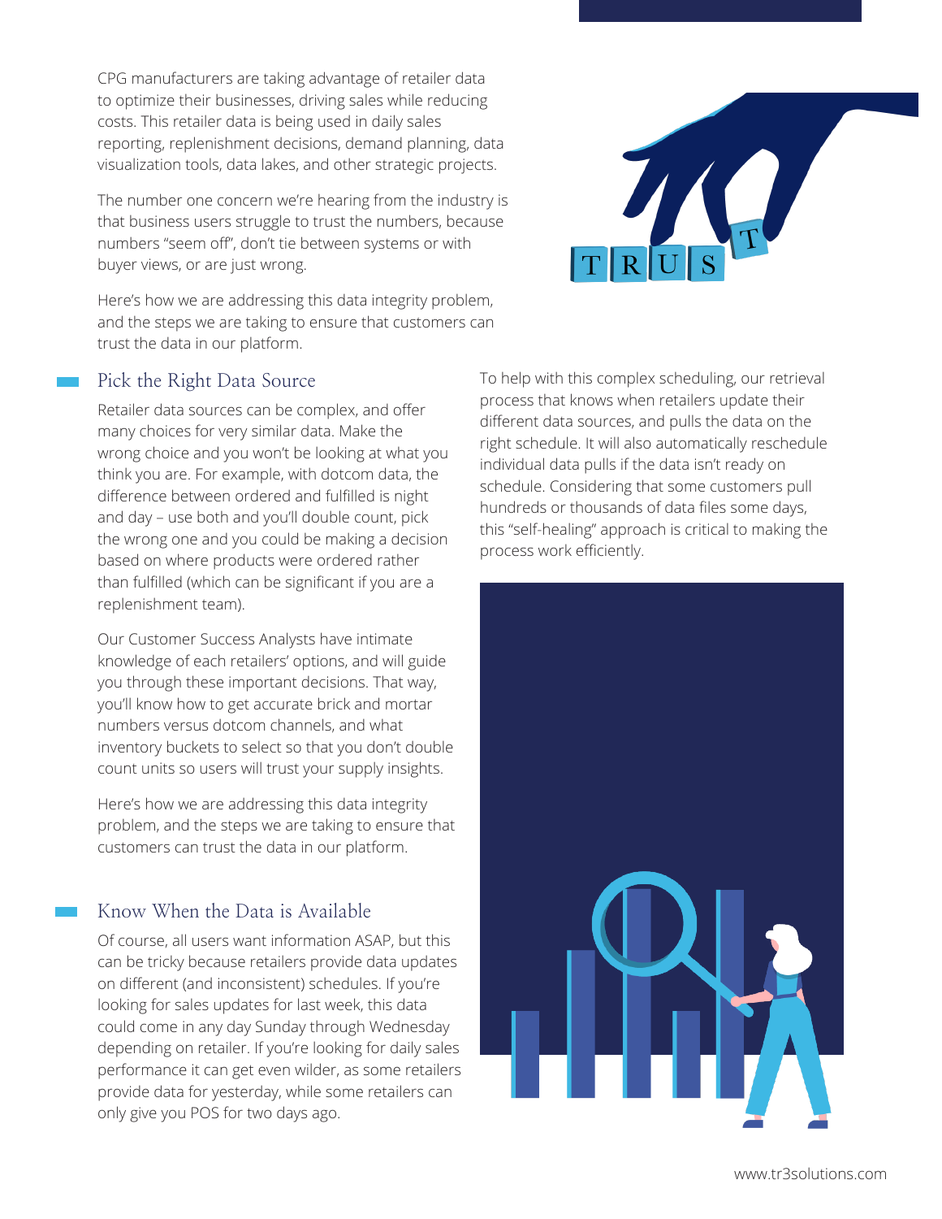CPG manufacturers are taking advantage of retailer data to optimize their businesses, driving sales while reducing costs. This retailer data is being used in daily sales reporting, replenishment decisions, demand planning, data visualization tools, data lakes, and other strategic projects.

The number one concern we're hearing from the industry is that business users struggle to trust the numbers, because numbers "seem off", don't tie between systems or with buyer views, or are just wrong.

Here's how we are addressing this data integrity problem, and the steps we are taking to ensure that customers can trust the data in our platform.

## Pick the Right Data Source

Retailer data sources can be complex, and offer many choices for very similar data. Make the wrong choice and you won't be looking at what you think you are. For example, with dotcom data, the difference between ordered and fulfilled is night and day – use both and you'll double count, pick the wrong one and you could be making a decision based on where products were ordered rather than fulfilled (which can be significant if you are a replenishment team).

Our Customer Success Analysts have intimate knowledge of each retailers' options, and will guide you through these important decisions. That way, you'll know how to get accurate brick and mortar numbers versus dotcom channels, and what inventory buckets to select so that you don't double count units so users will trust your supply insights.

Here's how we are addressing this data integrity problem, and the steps we are taking to ensure that customers can trust the data in our platform.

## Know When the Data is Available

Of course, all users want information ASAP, but this can be tricky because retailers provide data updates on different (and inconsistent) schedules. If you're looking for sales updates for last week, this data could come in any day Sunday through Wednesday depending on retailer. If you're looking for daily sales performance it can get even wilder, as some retailers provide data for yesterday, while some retailers can only give you POS for two days ago.

To help with this complex scheduling, our retrieval process that knows when retailers update their different data sources, and pulls the data on the right schedule. It will also automatically reschedule individual data pulls if the data isn't ready on schedule. Considering that some customers pull hundreds or thousands of data files some days, this "self-healing" approach is critical to making the process work efficiently.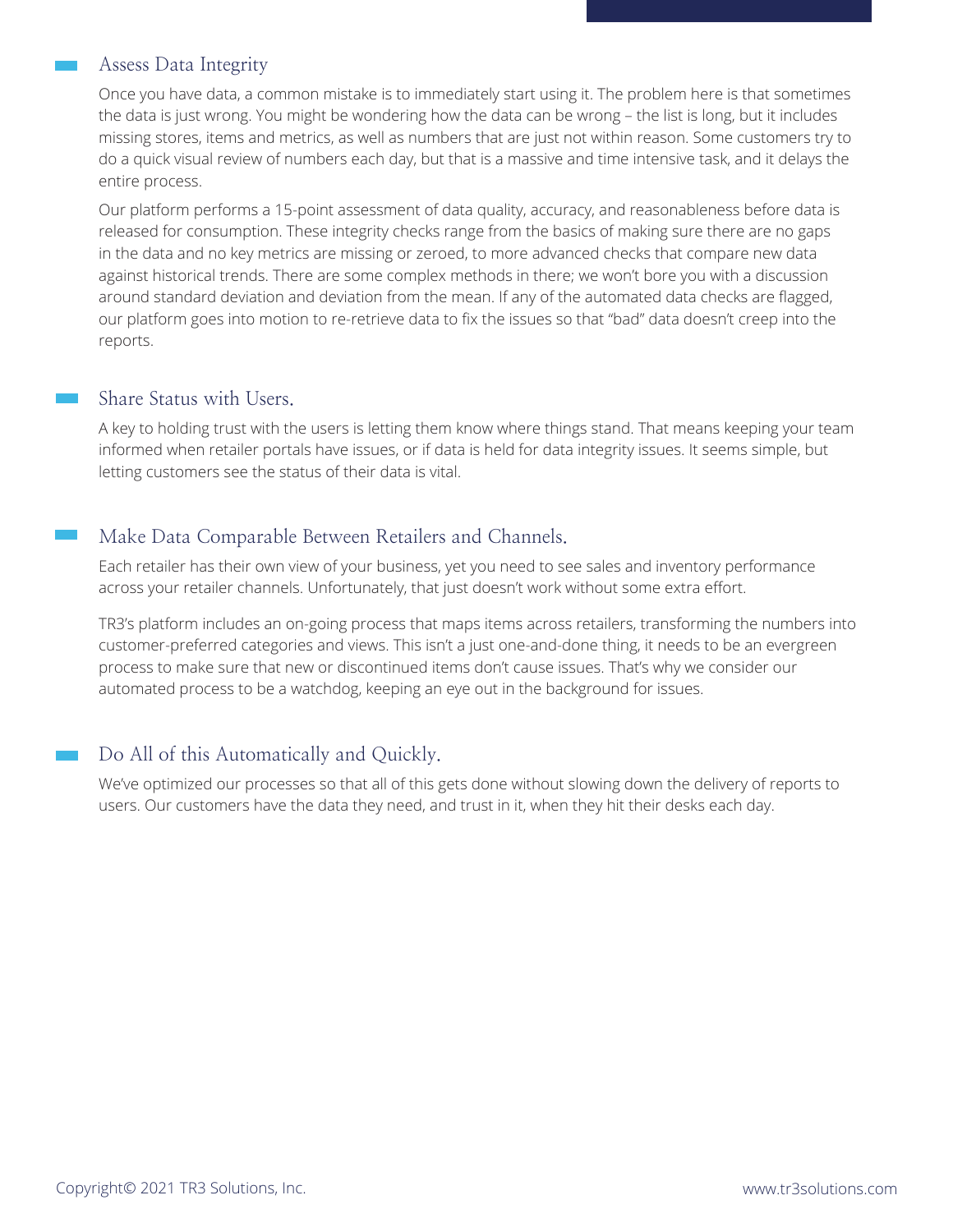## Assess Data Integrity

Once you have data, a common mistake is to immediately start using it. The problem here is that sometimes the data is just wrong. You might be wondering how the data can be wrong – the list is long, but it includes missing stores, items and metrics, as well as numbers that are just not within reason. Some customers try to do a quick visual review of numbers each day, but that is a massive and time intensive task, and it delays the entire process.

Our platform performs a 15-point assessment of data quality, accuracy, and reasonableness before data is released for consumption. These integrity checks range from the basics of making sure there are no gaps in the data and no key metrics are missing or zeroed, to more advanced checks that compare new data against historical trends. There are some complex methods in there; we won't bore you with a discussion around standard deviation and deviation from the mean. If any of the automated data checks are flagged, our platform goes into motion to re-retrieve data to fix the issues so that "bad" data doesn't creep into the reports.

## Share Status with Users.

A key to holding trust with the users is letting them know where things stand. That means keeping your team informed when retailer portals have issues, or if data is held for data integrity issues. It seems simple, but letting customers see the status of their data is vital.

## Make Data Comparable Between Retailers and Channels.

Each retailer has their own view of your business, yet you need to see sales and inventory performance across your retailer channels. Unfortunately, that just doesn't work without some extra effort.

TR3's platform includes an on-going process that maps items across retailers, transforming the numbers into customer-preferred categories and views. This isn't a just one-and-done thing, it needs to be an evergreen process to make sure that new or discontinued items don't cause issues. That's why we consider our automated process to be a watchdog, keeping an eye out in the background for issues.

## Do All of this Automatically and Quickly.

We've optimized our processes so that all of this gets done without slowing down the delivery of reports to users. Our customers have the data they need, and trust in it, when they hit their desks each day.

Copyright© 2021 TR3 Solutions, Inc.

www.tr3solutions.com